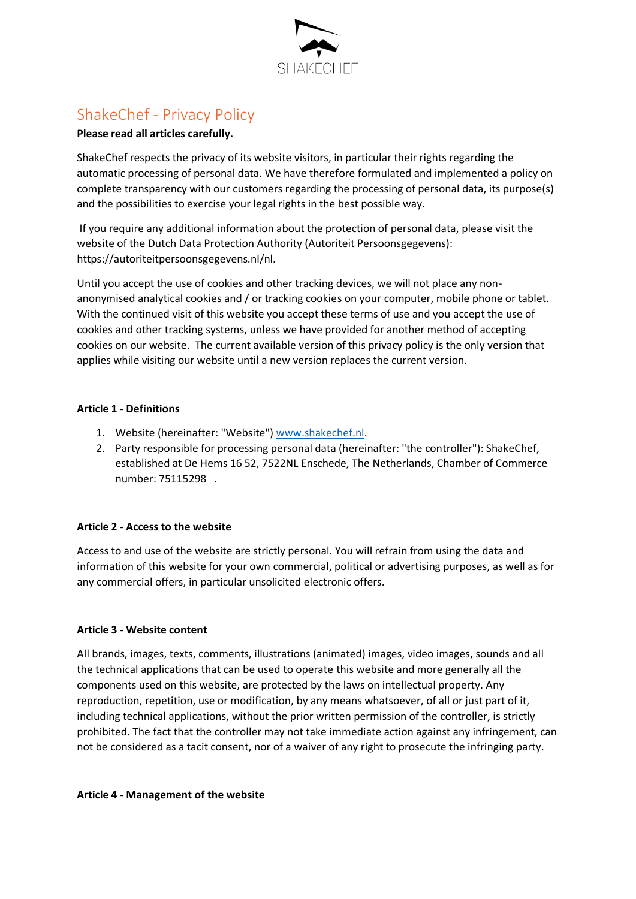SHAKECHEF

# ShakeChef - Privacy Policy

**Please read all articles carefully.**

ShakeChef respects the privacy of its website visitors, in particular their rights regarding the automatic processing of personal data. We have therefore formulated and implemented a policy on complete transparency with our customers regarding the processing of personal data, its purpose(s) and the possibilities to exercise your legal rights in the best possible way.

If you require any additional information about the protection of personal data, please visit the website of the Dutch Data Protection Authority (Autoriteit Persoonsgegevens): https://autoriteitpersoonsgegevens.nl/nl.

Until you accept the use of cookies and other tracking devices, we will not place any non-anonymised analytical cookies and / or tracking cookies on your computer, mobile phone or tablet. With the continued visit of this website you accept these terms of use and you accept the use of cookies and other tracking systems, unless we have provided for another method of accepting cookies on our website. The current available version of this privacy policy is the only version that applies while visiting our website until a new version replaces the current version.

**Article 1 - Definitions**

1. Website (hereinafter: "Website") [www.shakechef.nl](http://www.shakechef.nl).
2. Party responsible for processing personal data (hereinafter: "the controller"): ShakeChef, established at De Hems 16 52, 7522NL Enschede, The Netherlands, Chamber of Commerce number: 75115298 .

**Article 2 - Access to the website**

Access to and use of the website are strictly personal. You will refrain from using the data and information of this website for your own commercial, political or advertising purposes, as well as for any commercial offers, in particular unsolicited electronic offers.

**Article 3 - Website content**

All brands, images, texts, comments, illustrations (animated) images, video images, sounds and all the technical applications that can be used to operate this website and more generally all the components used on this website, are protected by the laws on intellectual property. Any reproduction, repetition, use or modification, by any means whatsoever, of all or just part of it, including technical applications, without the prior written permission of the controller, is strictly prohibited. The fact that the controller may not take immediate action against any infringement, can not be considered as a tacit consent, nor of a waiver of any right to prosecute the infringing party.

**Article 4 - Management of the website**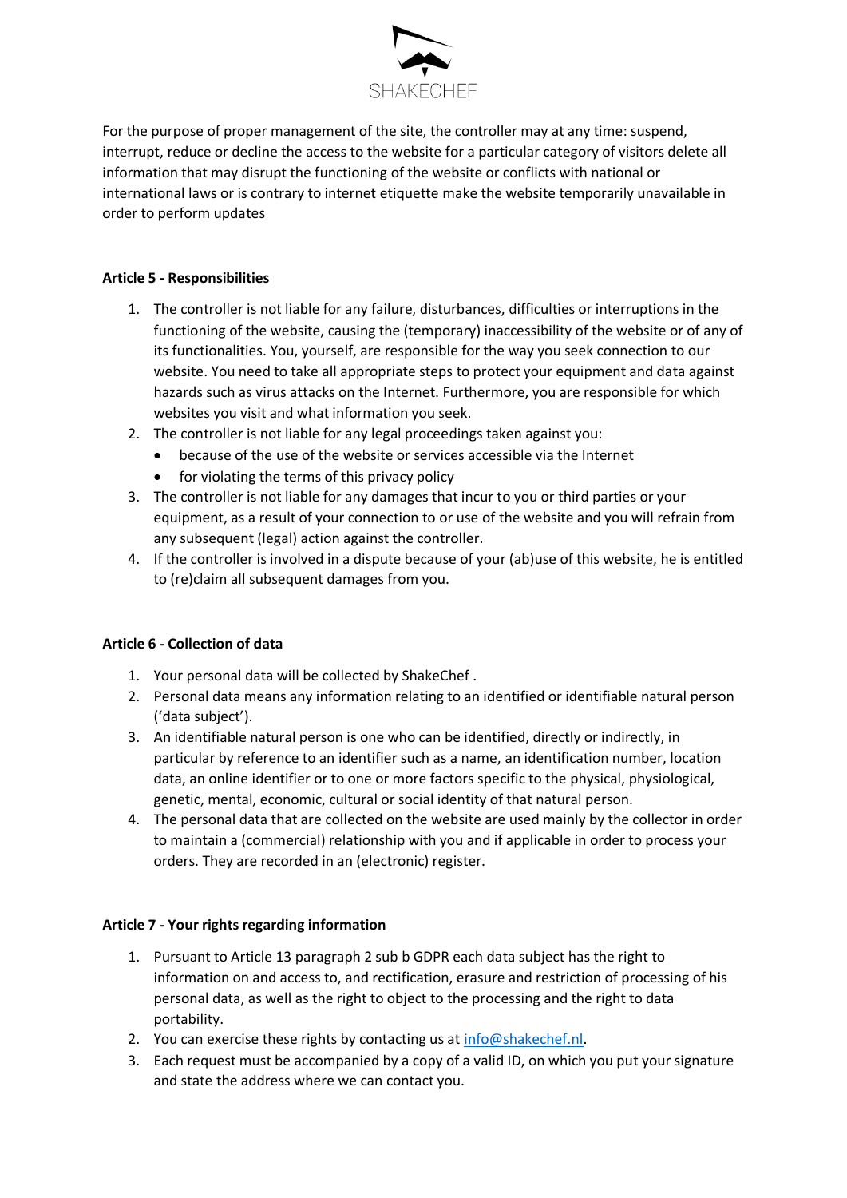For the purpose of proper management of the site, the controller may at any time: suspend, interrupt, reduce or decline the access to the website for a particular category of visitors delete all information that may disrupt the functioning of the website or conflicts with national or international laws or is contrary to internet etiquette make the website temporarily unavailable in order to perform updates

**Article 5 - Responsibilities**

1. The controller is not liable for any failure, disturbances, difficulties or interruptions in the functioning of the website, causing the (temporary) inaccessibility of the website or of any of its functionalities. You, yourself, are responsible for the way you seek connection to our website. You need to take all appropriate steps to protect your equipment and data against hazards such as virus attacks on the Internet. Furthermore, you are responsible for which websites you visit and what information you seek.
2. The controller is not liable for any legal proceedings taken against you:
   - because of the use of the website or services accessible via the Internet
   - for violating the terms of this privacy policy
3. The controller is not liable for any damages that incur to you or third parties or your equipment, as a result of your connection to or use of the website and you will refrain from any subsequent (legal) action against the controller.
4. If the controller is involved in a dispute because of your (ab)use of this website, he is entitled to (re)claim all subsequent damages from you.

**Article 6 - Collection of data**

1. Your personal data will be collected by ShakeChef .
2. Personal data means any information relating to an identified or identifiable natural person ('data subject').
3. An identifiable natural person is one who can be identified, directly or indirectly, in particular by reference to an identifier such as a name, an identification number, location data, an online identifier or to one or more factors specific to the physical, physiological, genetic, mental, economic, cultural or social identity of that natural person.
4. The personal data that are collected on the website are used mainly by the collector in order to maintain a (commercial) relationship with you and if applicable in order to process your orders. They are recorded in an (electronic) register.

**Article 7 - Your rights regarding information**

1. Pursuant to Article 13 paragraph 2 sub b GDPR each data subject has the right to information on and access to, and rectification, erasure and restriction of processing of his personal data, as well as the right to object to the processing and the right to data portability.
2. You can exercise these rights by contacting us at info@shakechef.nl.
3. Each request must be accompanied by a copy of a valid ID, on which you put your signature and state the address where we can contact you.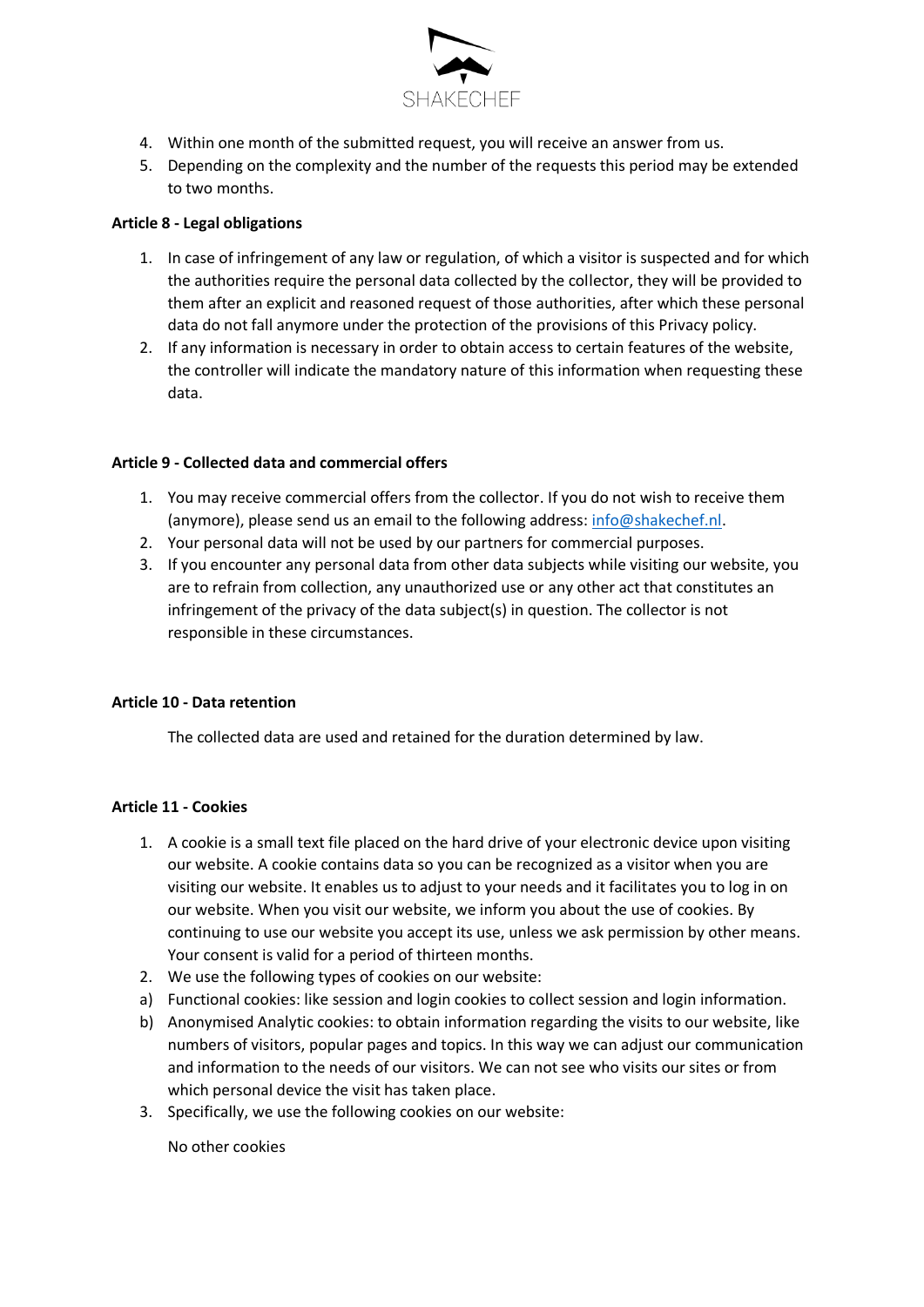4. Within one month of the submitted request, you will receive an answer from us.
5. Depending on the complexity and the number of the requests this period may be extended to two months.

**Article 8 - Legal obligations**

1. In case of infringement of any law or regulation, of which a visitor is suspected and for which the authorities require the personal data collected by the collector, they will be provided to them after an explicit and reasoned request of those authorities, after which these personal data do not fall anymore under the protection of the provisions of this Privacy policy.
2. If any information is necessary in order to obtain access to certain features of the website, the controller will indicate the mandatory nature of this information when requesting these data.

**Article 9 - Collected data and commercial offers**

1. You may receive commercial offers from the collector. If you do not wish to receive them (anymore), please send us an email to the following address: info@shakechef.nl.
2. Your personal data will not be used by our partners for commercial purposes.
3. If you encounter any personal data from other data subjects while visiting our website, you are to refrain from collection, any unauthorized use or any other act that constitutes an infringement of the privacy of the data subject(s) in question. The collector is not responsible in these circumstances.

**Article 10 - Data retention**

The collected data are used and retained for the duration determined by law.

**Article 11 - Cookies**

1. A cookie is a small text file placed on the hard drive of your electronic device upon visiting our website. A cookie contains data so you can be recognized as a visitor when you are visiting our website. It enables us to adjust to your needs and it facilitates you to log in on our website. When you visit our website, we inform you about the use of cookies. By continuing to use our website you accept its use, unless we ask permission by other means. Your consent is valid for a period of thirteen months.
2. We use the following types of cookies on our website:

a) Functional cookies: like session and login cookies to collect session and login information.

b) Anonymised Analytic cookies: to obtain information regarding the visits to our website, like numbers of visitors, popular pages and topics. In this way we can adjust our communication and information to the needs of our visitors. We can not see who visits our sites or from which personal device the visit has taken place.

3. Specifically, we use the following cookies on our website:

   No other cookies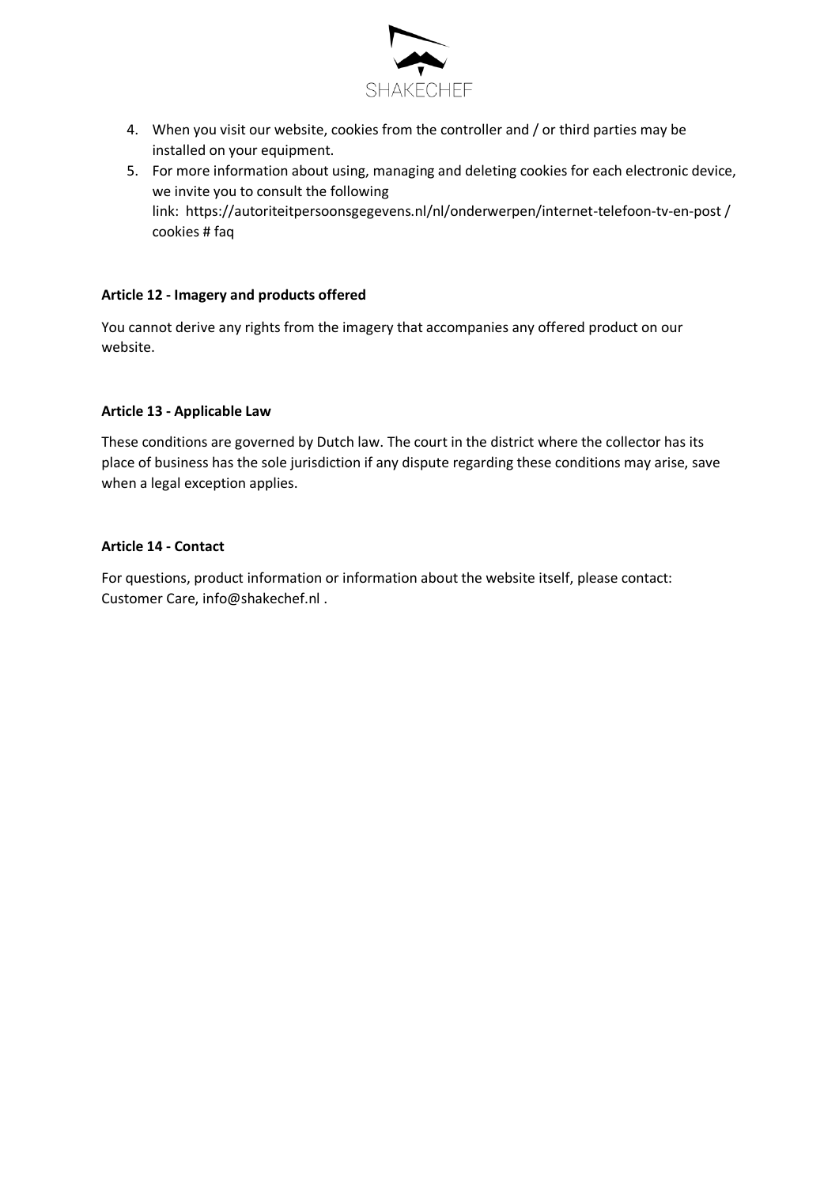4. When you visit our website, cookies from the controller and / or third parties may be installed on your equipment.
5. For more information about using, managing and deleting cookies for each electronic device, we invite you to consult the following link: https://autoriteitpersoonsgegevens.nl/nl/onderwerpen/internet-telefoon-tv-en-post / cookies # faq

**Article 12 - Imagery and products offered**

You cannot derive any rights from the imagery that accompanies any offered product on our website.

**Article 13 - Applicable Law**

These conditions are governed by Dutch law. The court in the district where the collector has its place of business has the sole jurisdiction if any dispute regarding these conditions may arise, save when a legal exception applies.

**Article 14 - Contact**

For questions, product information or information about the website itself, please contact: Customer Care, info@shakechef.nl .